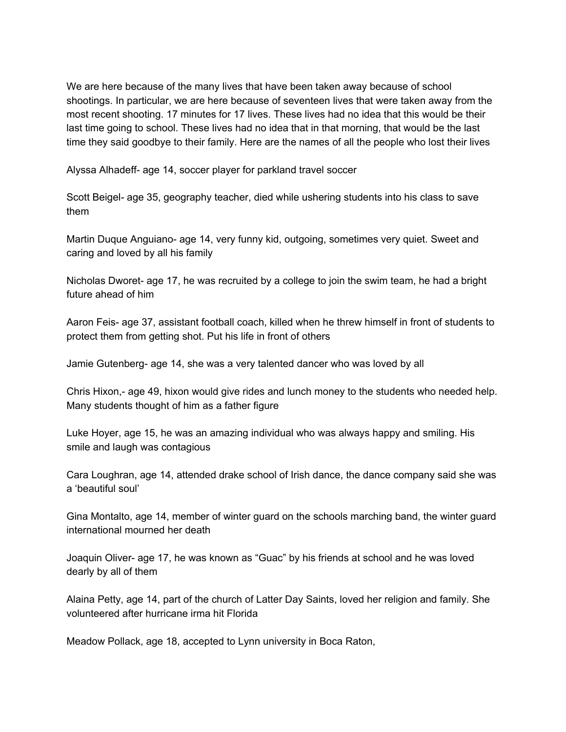We are here because of the many lives that have been taken away because of school shootings. In particular, we are here because of seventeen lives that were taken away from the most recent shooting. 17 minutes for 17 lives. These lives had no idea that this would be their last time going to school. These lives had no idea that in that morning, that would be the last time they said goodbye to their family. Here are the names of all the people who lost their lives

Alyssa Alhadeff- age 14, soccer player for parkland travel soccer

Scott Beigel- age 35, geography teacher, died while ushering students into his class to save them

Martin Duque Anguiano- age 14, very funny kid, outgoing, sometimes very quiet. Sweet and caring and loved by all his family

Nicholas Dworet- age 17, he was recruited by a college to join the swim team, he had a bright future ahead of him

Aaron Feis- age 37, assistant football coach, killed when he threw himself in front of students to protect them from getting shot. Put his life in front of others

Jamie Gutenberg- age 14, she was a very talented dancer who was loved by all

Chris Hixon,- age 49, hixon would give rides and lunch money to the students who needed help. Many students thought of him as a father figure

Luke Hoyer, age 15, he was an amazing individual who was always happy and smiling. His smile and laugh was contagious

Cara Loughran, age 14, attended drake school of Irish dance, the dance company said she was a 'beautiful soul'

Gina Montalto, age 14, member of winter guard on the schools marching band, the winter guard international mourned her death

Joaquin Oliver- age 17, he was known as "Guac" by his friends at school and he was loved dearly by all of them

Alaina Petty, age 14, part of the church of Latter Day Saints, loved her religion and family. She volunteered after hurricane irma hit Florida

Meadow Pollack, age 18, accepted to Lynn university in Boca Raton,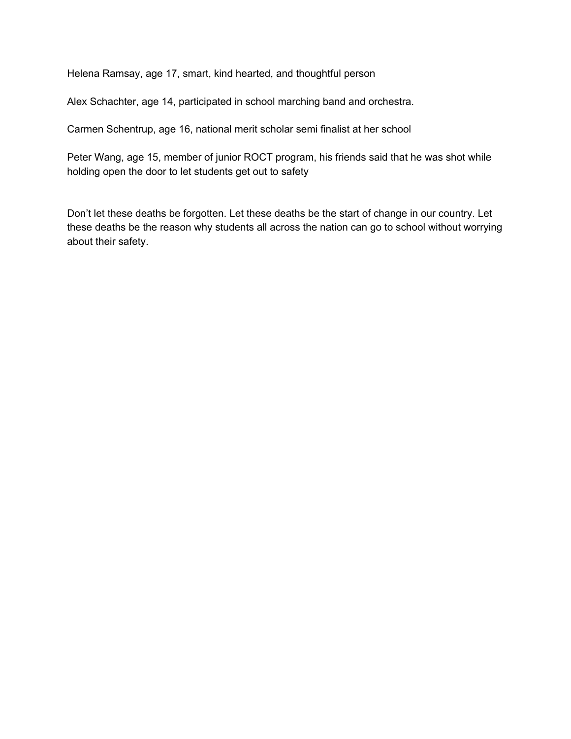Helena Ramsay, age 17, smart, kind hearted, and thoughtful person

Alex Schachter, age 14, participated in school marching band and orchestra.

Carmen Schentrup, age 16, national merit scholar semi finalist at her school

Peter Wang, age 15, member of junior ROCT program, his friends said that he was shot while holding open the door to let students get out to safety

Don't let these deaths be forgotten. Let these deaths be the start of change in our country. Let these deaths be the reason why students all across the nation can go to school without worrying about their safety.